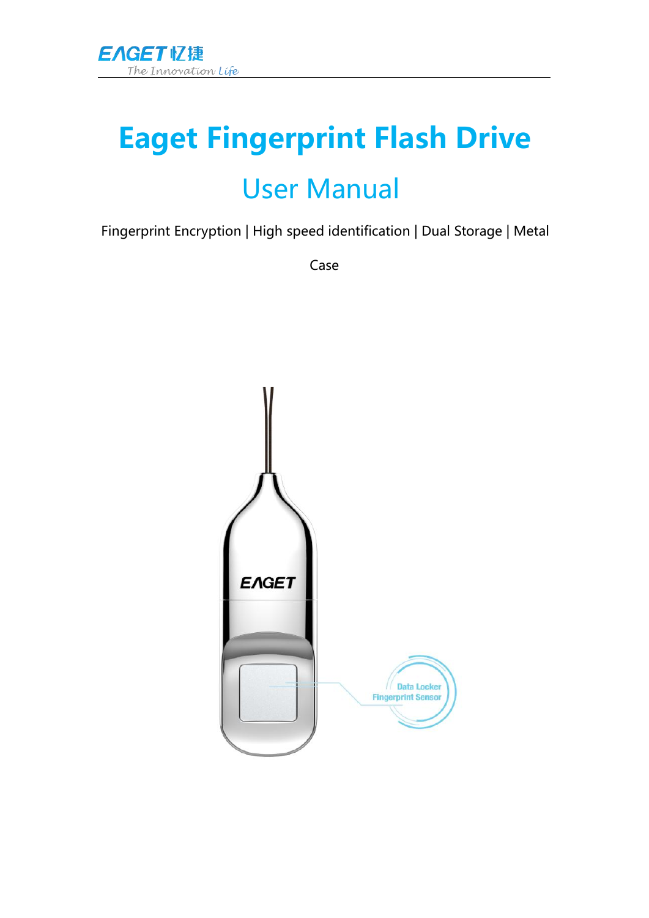# Eaget Fingerprint Flash Drive

## User Manual

Fingerprint Encryption | High speed identification | Dual Storage | Metal Case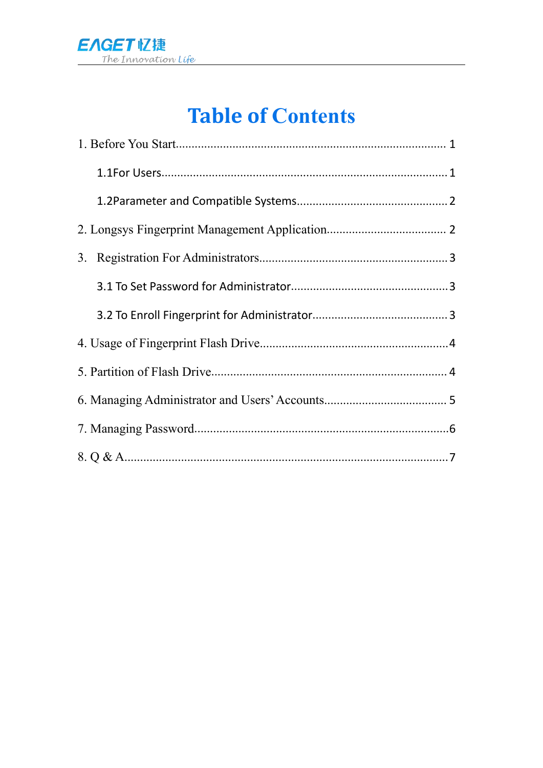# Table of Contents

1. Before You Start.......................................................................................... 1

    1.1For Users................................................................................................ 1

    1.2Parameter and Compatible Systems............................................... 2

2. Longsys Fingerprint Management Application..................................... 2

3. Registration For Administrators.......................................................... 3

    3.1 To Set Password for Administrator................................................. 3

    3.2 To Enroll Fingerprint for Administrator.......................................... 3

4. Usage of Fingerprint Flash Drive........................................................... 4

5. Partition of Flash Drive.......................................................................... 4

6. Managing Administrator and Users' Accounts...................................... 5

7. Managing Password................................................................................. 6

8. Q & A........................................................................................................ 7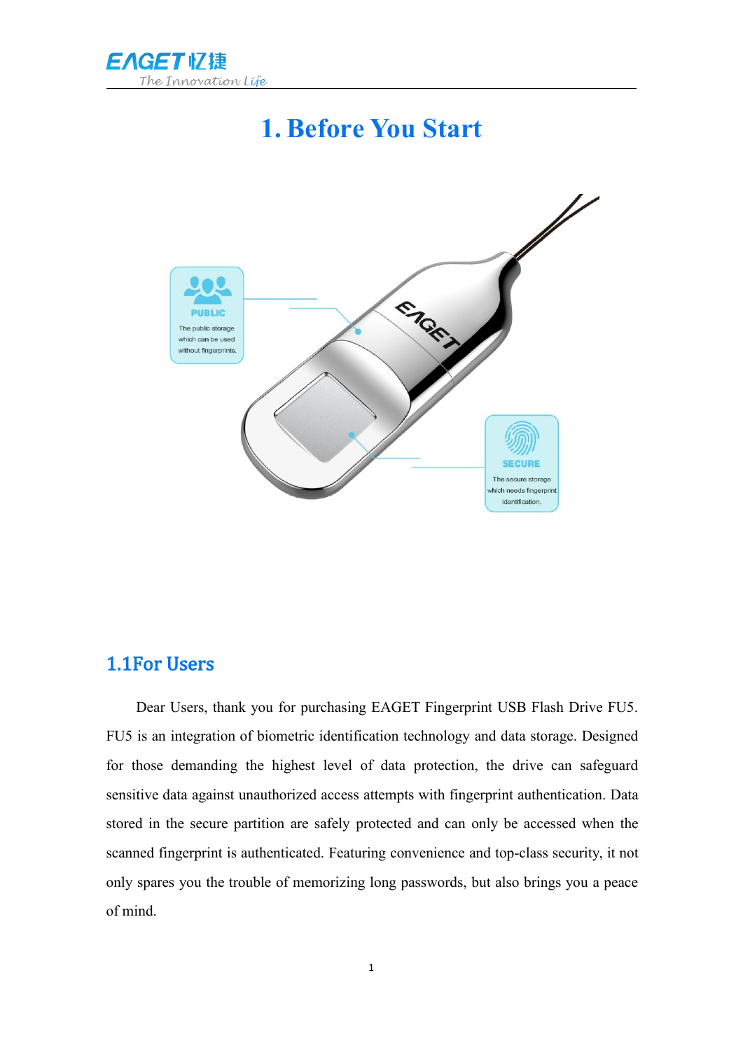# 1. Before You Start

PUBLIC

The public storage which can be used without fingerprints.

SECURE

The secure storage which needs fingerprint identification.

## 1.1For Users

Dear Users, thank you for purchasing EAGET Fingerprint USB Flash Drive FU5. FU5 is an integration of biometric identification technology and data storage. Designed for those demanding the highest level of data protection, the drive can safeguard sensitive data against unauthorized access attempts with fingerprint authentication. Data stored in the secure partition are safely protected and can only be accessed when the scanned fingerprint is authenticated. Featuring convenience and top-class security, it not only spares you the trouble of memorizing long passwords, but also brings you a peace of mind.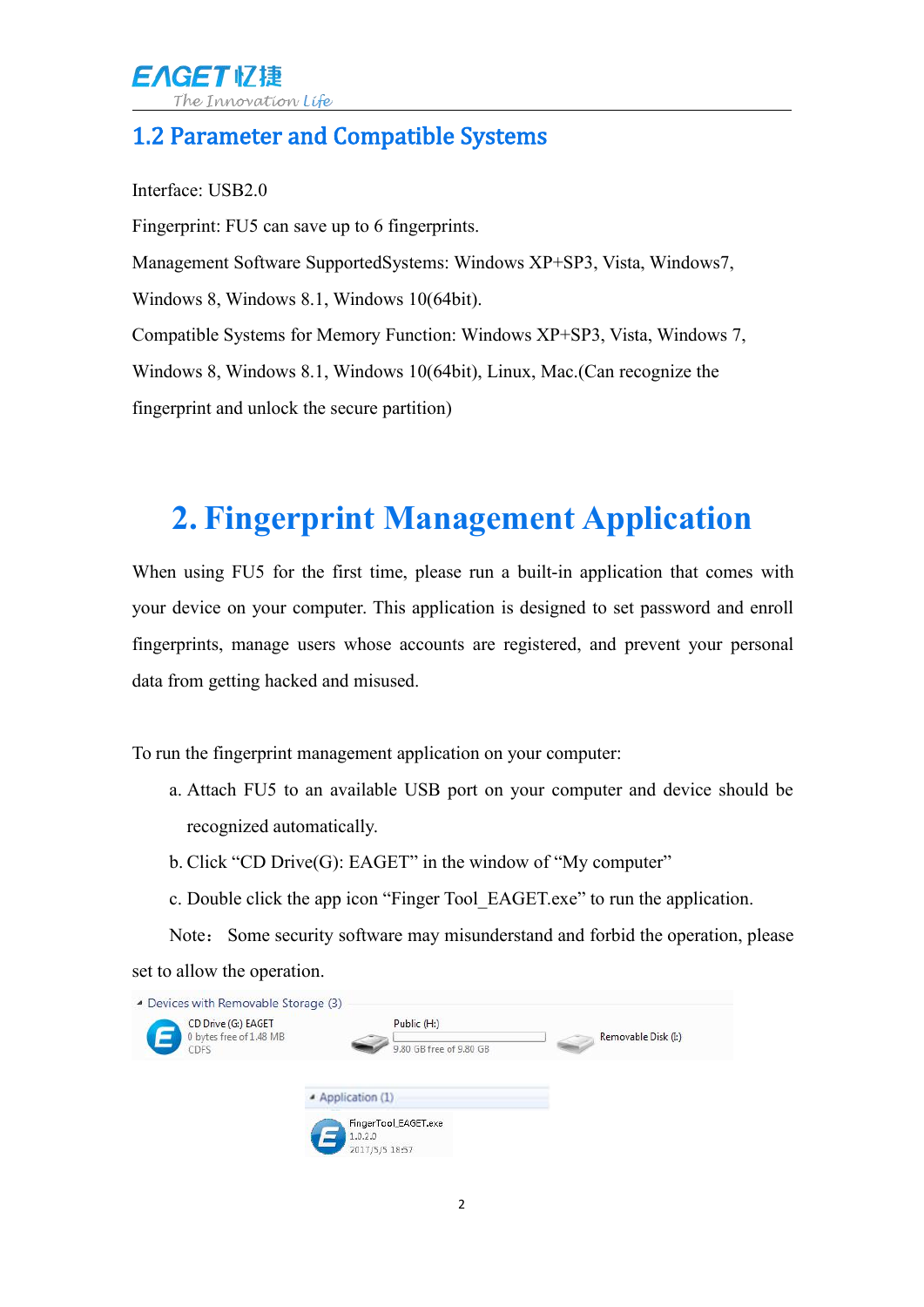## 1.2 Parameter and Compatible Systems

Interface: USB2.0

Fingerprint: FU5 can save up to 6 fingerprints.

Management Software SupportedSystems: Windows XP+SP3, Vista, Windows7, Windows 8, Windows 8.1, Windows 10(64bit).

Compatible Systems for Memory Function: Windows XP+SP3, Vista, Windows 7, Windows 8, Windows 8.1, Windows 10(64bit), Linux, Mac.(Can recognize the fingerprint and unlock the secure partition)

# 2. Fingerprint Management Application

When using FU5 for the first time, please run a built-in application that comes with your device on your computer. This application is designed to set password and enroll fingerprints, manage users whose accounts are registered, and prevent your personal data from getting hacked and misused.

To run the fingerprint management application on your computer:

a. Attach FU5 to an available USB port on your computer and device should be recognized automatically.

b. Click “CD Drive(G): EAGET” in the window of “My computer”

c. Double click the app icon “Finger Tool_EAGET.exe” to run the application.

Note： Some security software may misunderstand and forbid the operation, please set to allow the operation.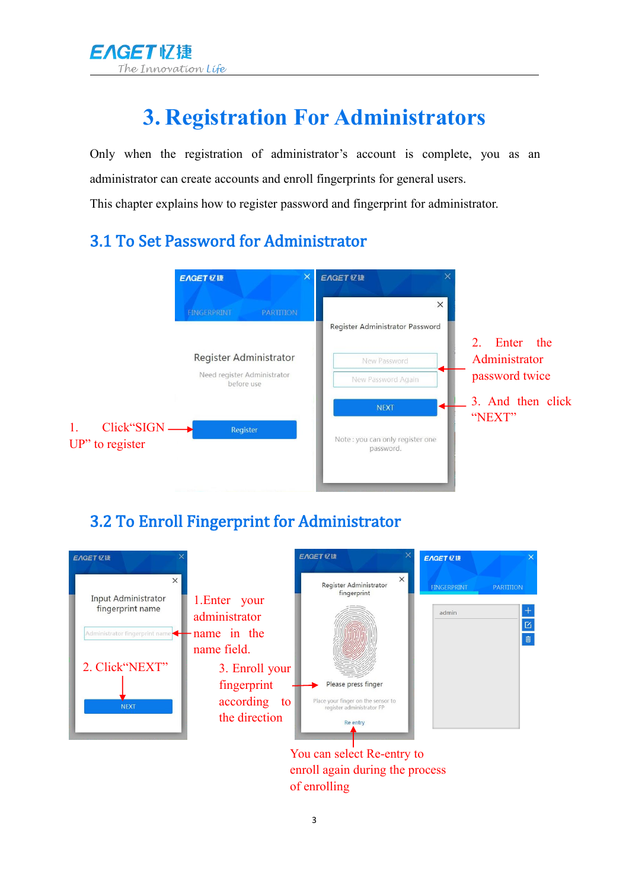# 3. Registration For Administrators

Only when the registration of administrator's account is complete, you as an administrator can create accounts and enroll fingerprints for general users.

This chapter explains how to register password and fingerprint for administrator.

## 3.1 To Set Password for Administrator

1. Click"SIGN UP" to register

2. Enter the Administrator password twice

3. And then click "NEXT"

## 3.2 To Enroll Fingerprint for Administrator

1.Enter your administrator name in the name field.

2. Click"NEXT"

3. Enroll your fingerprint according to the direction

You can select Re-entry to enroll again during the process of enrolling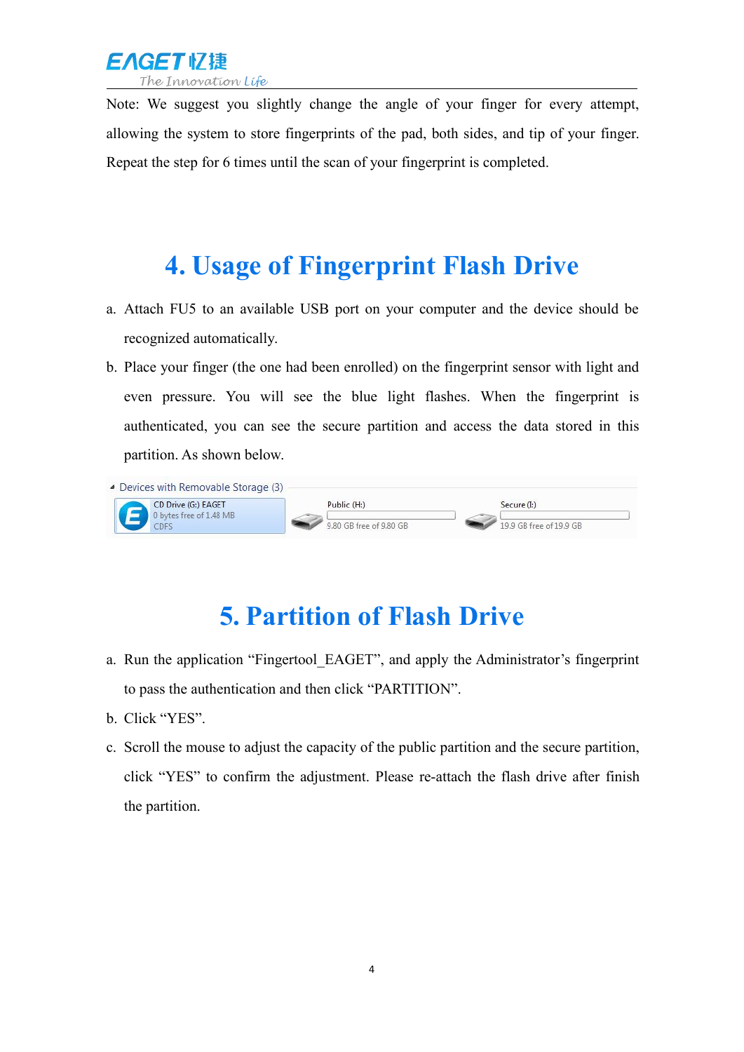Note: We suggest you slightly change the angle of your finger for every attempt, allowing the system to store fingerprints of the pad, both sides, and tip of your finger. Repeat the step for 6 times until the scan of your fingerprint is completed.

# 4. Usage of Fingerprint Flash Drive

a. Attach FU5 to an available USB port on your computer and the device should be recognized automatically.

b. Place your finger (the one had been enrolled) on the fingerprint sensor with light and even pressure. You will see the blue light flashes. When the fingerprint is authenticated, you can see the secure partition and access the data stored in this partition. As shown below.

Devices with Removable Storage (3)

CD Drive (G:) EAGET
0 bytes free of 1.48 MB
CDFS

Public (H:)
9.80 GB free of 9.80 GB

Secure (I:)
19.9 GB free of 19.9 GB

# 5. Partition of Flash Drive

a. Run the application "Fingertool_EAGET", and apply the Administrator's fingerprint to pass the authentication and then click "PARTITION".

b. Click "YES".

c. Scroll the mouse to adjust the capacity of the public partition and the secure partition, click "YES" to confirm the adjustment. Please re-attach the flash drive after finish the partition.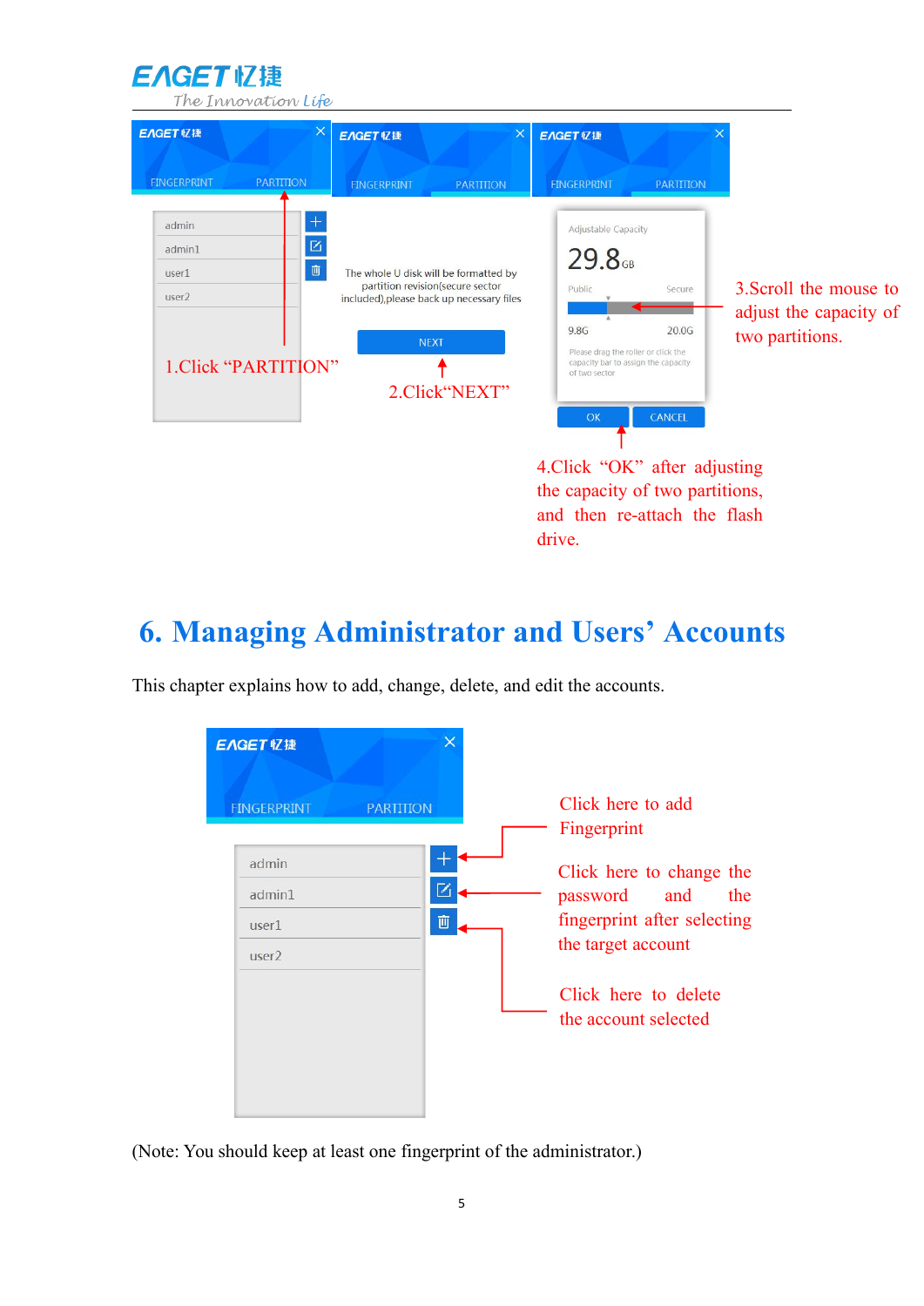1.Click “PARTITION”

The whole U disk will be formatted by partition revision(secure sector included),please back up necessary files

NEXT

2.Click“NEXT”

Adjustable Capacity

29.8 GB

Public Secure

9.8G 20.0G

Please drag the roller or click the capacity bar to assign the capacity of two sector

OK CANCEL

3.Scroll the mouse to adjust the capacity of two partitions.

4.Click “OK” after adjusting the capacity of two partitions, and then re-attach the flash drive.

# 6. Managing Administrator and Users' Accounts

This chapter explains how to add, change, delete, and edit the accounts.

FINGERPRINT PARTITION

admin
admin1
user1
user2

Click here to add Fingerprint

Click here to change the password and the fingerprint after selecting the target account

Click here to delete the account selected

(Note: You should keep at least one fingerprint of the administrator.)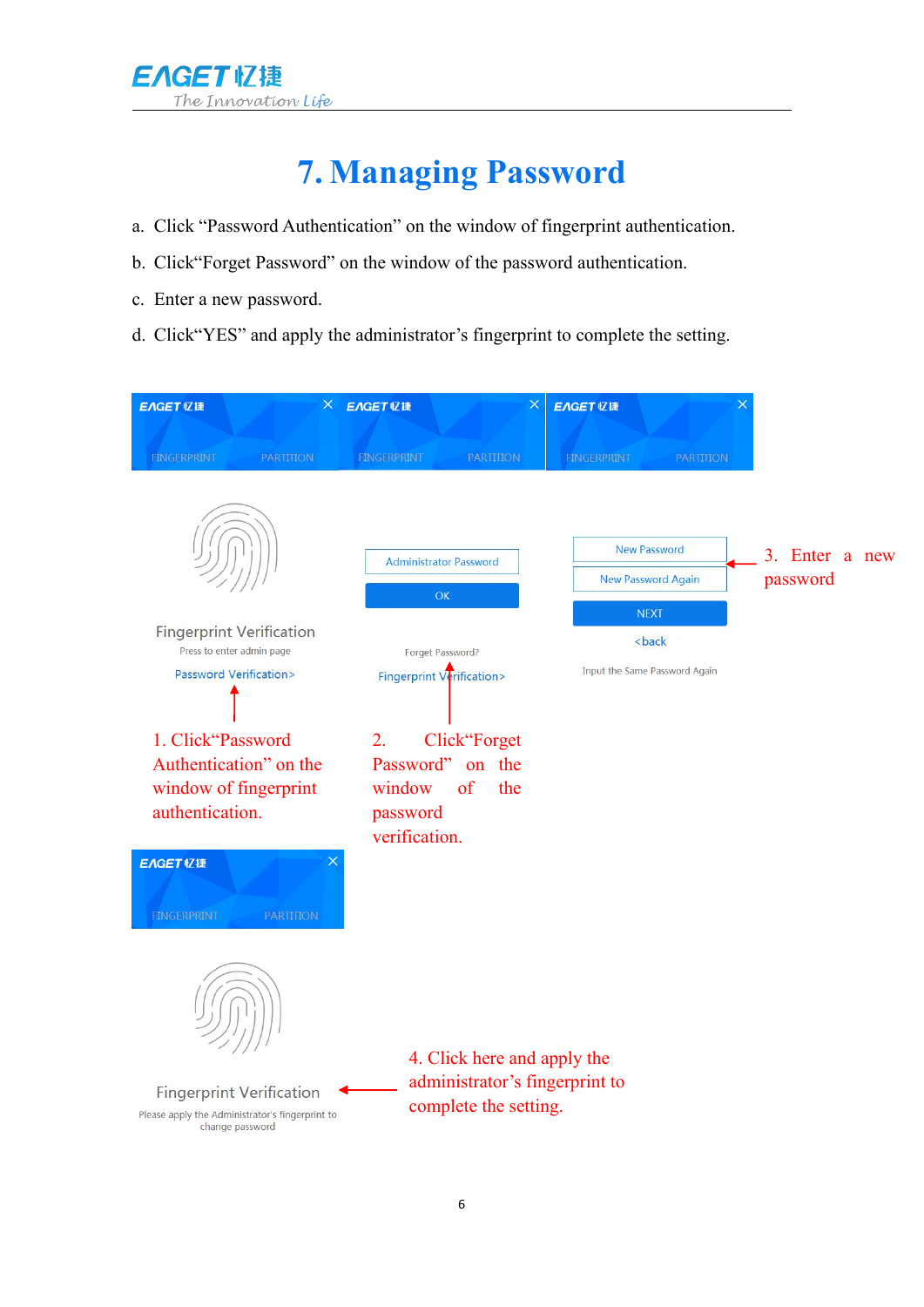# 7. Managing Password

a. Click “Password Authentication” on the window of fingerprint authentication.

b. Click“Forget Password” on the window of the password authentication.

c. Enter a new password.

d. Click“YES” and apply the administrator’s fingerprint to complete the setting.

EAGET 忆捷 FINGERPRINT PARTITION

Fingerprint Verification

Press to enter admin page

Password Verification>

1. Click“Password Authentication” on the window of fingerprint authentication.

EAGET 忆捷 FINGERPRINT PARTITION

Administrator Password

OK

Forget Password?

Fingerprint Verification>

2. Click“Forget Password” on the window of the password verification.

EAGET 忆捷 FINGERPRINT PARTITION

New Password

New Password Again

NEXT

<back

Input the Same Password Again

3. Enter a new password

EAGET 忆捷 FINGERPRINT PARTITION

Fingerprint Verification

Please apply the Administrator's fingerprint to change password

4. Click here and apply the administrator’s fingerprint to complete the setting.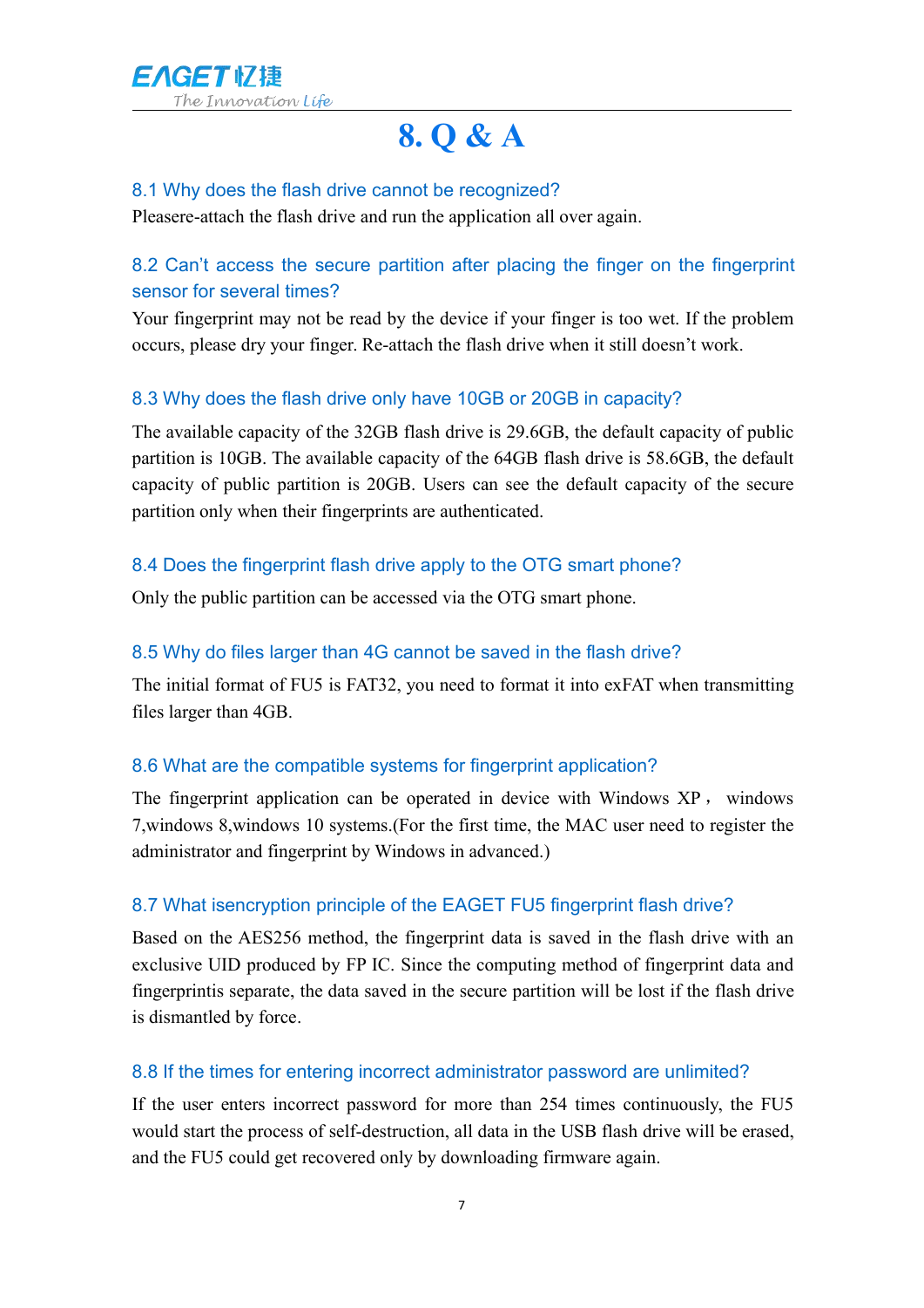# 8. Q & A

### 8.1 Why does the flash drive cannot be recognized?

Pleasere-attach the flash drive and run the application all over again.

### 8.2 Can't access the secure partition after placing the finger on the fingerprint sensor for several times?

Your fingerprint may not be read by the device if your finger is too wet. If the problem occurs, please dry your finger. Re-attach the flash drive when it still doesn't work.

### 8.3 Why does the flash drive only have 10GB or 20GB in capacity?

The available capacity of the 32GB flash drive is 29.6GB, the default capacity of public partition is 10GB. The available capacity of the 64GB flash drive is 58.6GB, the default capacity of public partition is 20GB. Users can see the default capacity of the secure partition only when their fingerprints are authenticated.

### 8.4 Does the fingerprint flash drive apply to the OTG smart phone?

Only the public partition can be accessed via the OTG smart phone.

### 8.5 Why do files larger than 4G cannot be saved in the flash drive?

The initial format of FU5 is FAT32, you need to format it into exFAT when transmitting files larger than 4GB.

### 8.6 What are the compatible systems for fingerprint application?

The fingerprint application can be operated in device with Windows XP， windows 7,windows 8,windows 10 systems.(For the first time, the MAC user need to register the administrator and fingerprint by Windows in advanced.)

### 8.7 What isencryption principle of the EAGET FU5 fingerprint flash drive?

Based on the AES256 method, the fingerprint data is saved in the flash drive with an exclusive UID produced by FP IC. Since the computing method of fingerprint data and fingerprintis separate, the data saved in the secure partition will be lost if the flash drive is dismantled by force.

### 8.8 If the times for entering incorrect administrator password are unlimited?

If the user enters incorrect password for more than 254 times continuously, the FU5 would start the process of self-destruction, all data in the USB flash drive will be erased, and the FU5 could get recovered only by downloading firmware again.